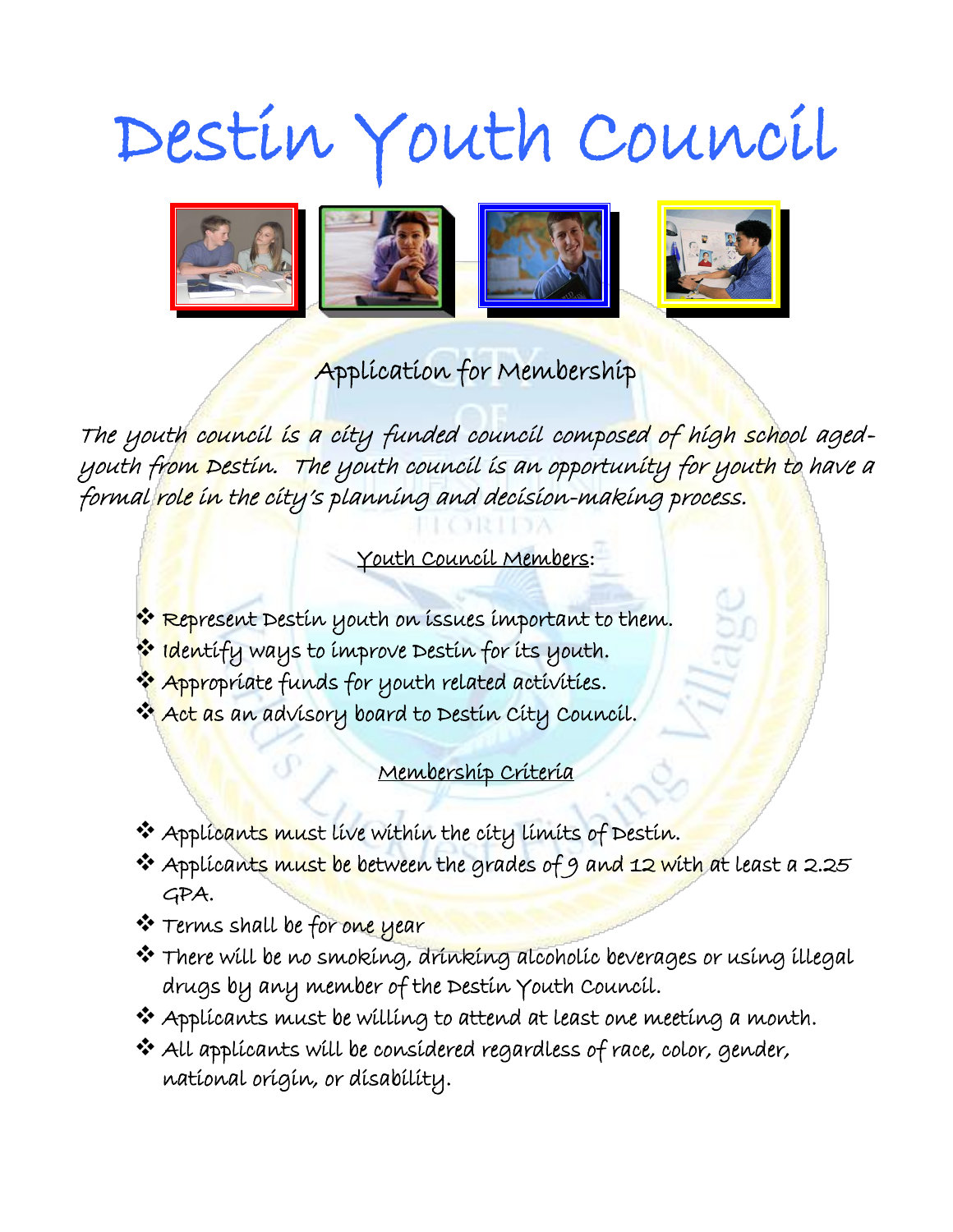# Destin Youth Council

## Application for Membership

*The youth council is a city funded council composed of high school aged-youth from Destin. The youth council is an opportunity for youth to have a formal role in the city's planning and decision-making process.*

### Youth Council Members:

- Represent Destin youth on issues important to them.
- Identify ways to improve Destin for its youth.
- Appropriate funds for youth related activities.
- Act as an advisory board to Destin City Council.

### Membership Criteria

- Applicants must live within the city limits of Destin.
- Applicants must be between the grades of 9 and 12 with at least a 2.25 GPA.
- Terms shall be for one year
- There will be no smoking, drinking alcoholic beverages or using illegal drugs by any member of the Destin Youth Council.
- Applicants must be willing to attend at least one meeting a month.
- All applicants will be considered regardless of race, color, gender, national origin, or disability.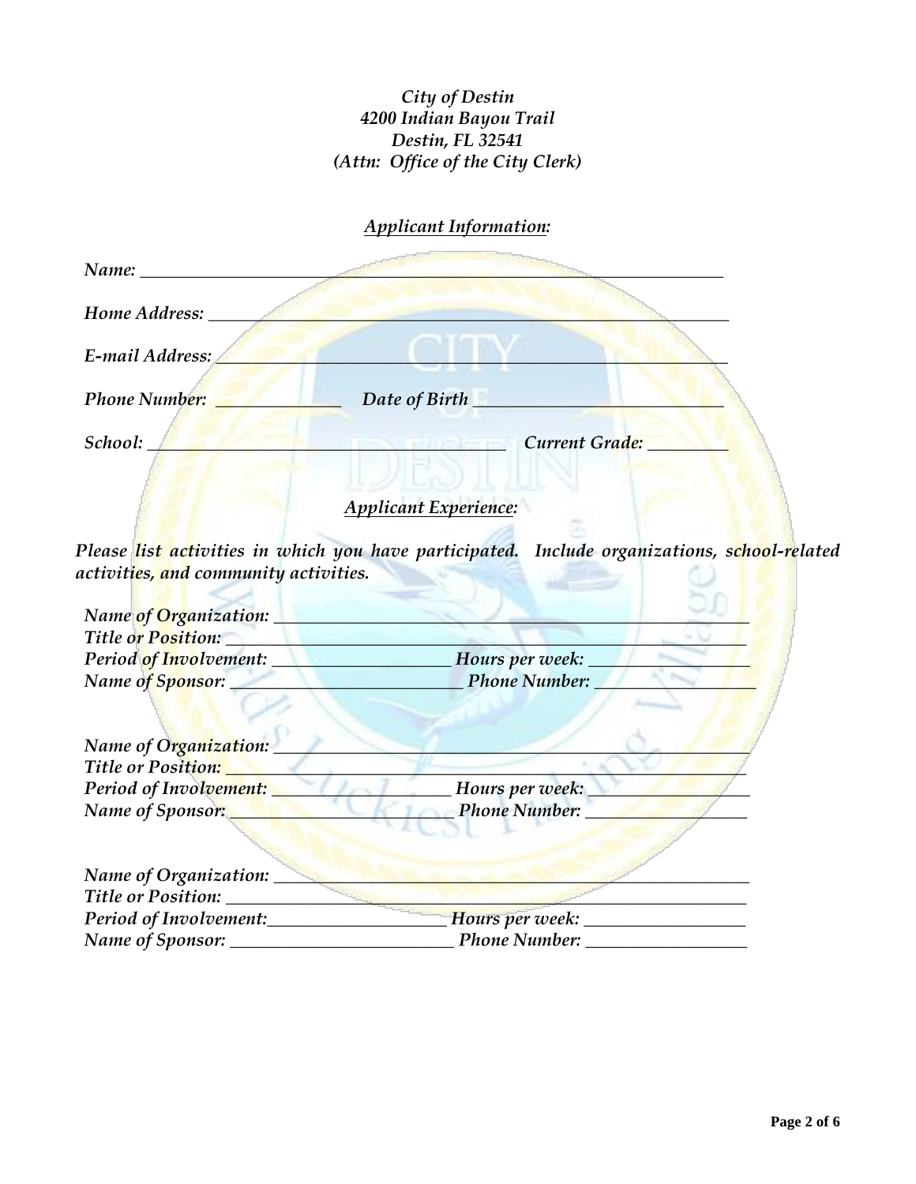*City of Destin*
*4200 Indian Bayou Trail*
*Destin, FL 32541*
*(Attn: Office of the City Clerk)*

## *Applicant Information:*

*Name:* ______________________________________________________________

*Home Address:* _______________________________________________________

*E-mail Address:* ______________________________________________________

*Phone Number:* _____________ *Date of Birth* ___________________________

*School:* ___________________________________ *Current Grade:* _________

## *Applicant Experience:*

***Please list activities in which you have participated. Include organizations, school-related activities, and community activities.***

*Name of Organization:* ______________________________________________
*Title or Position:* __________________________________________________
*Period of Involvement:* ____________________ *Hours per week:* _________________
*Name of Sponsor:* _________________________ *Phone Number:* __________________

*Name of Organization:* ______________________________________________
*Title or Position:* __________________________________________________
*Period of Involvement:* ____________________ *Hours per week:* _________________
*Name of Sponsor:* _________________________ *Phone Number:* __________________

*Name of Organization:* ______________________________________________
*Title or Position:* __________________________________________________
*Period of Involvement:*____________________ *Hours per week:* _________________
*Name of Sponsor:* _________________________ *Phone Number:* __________________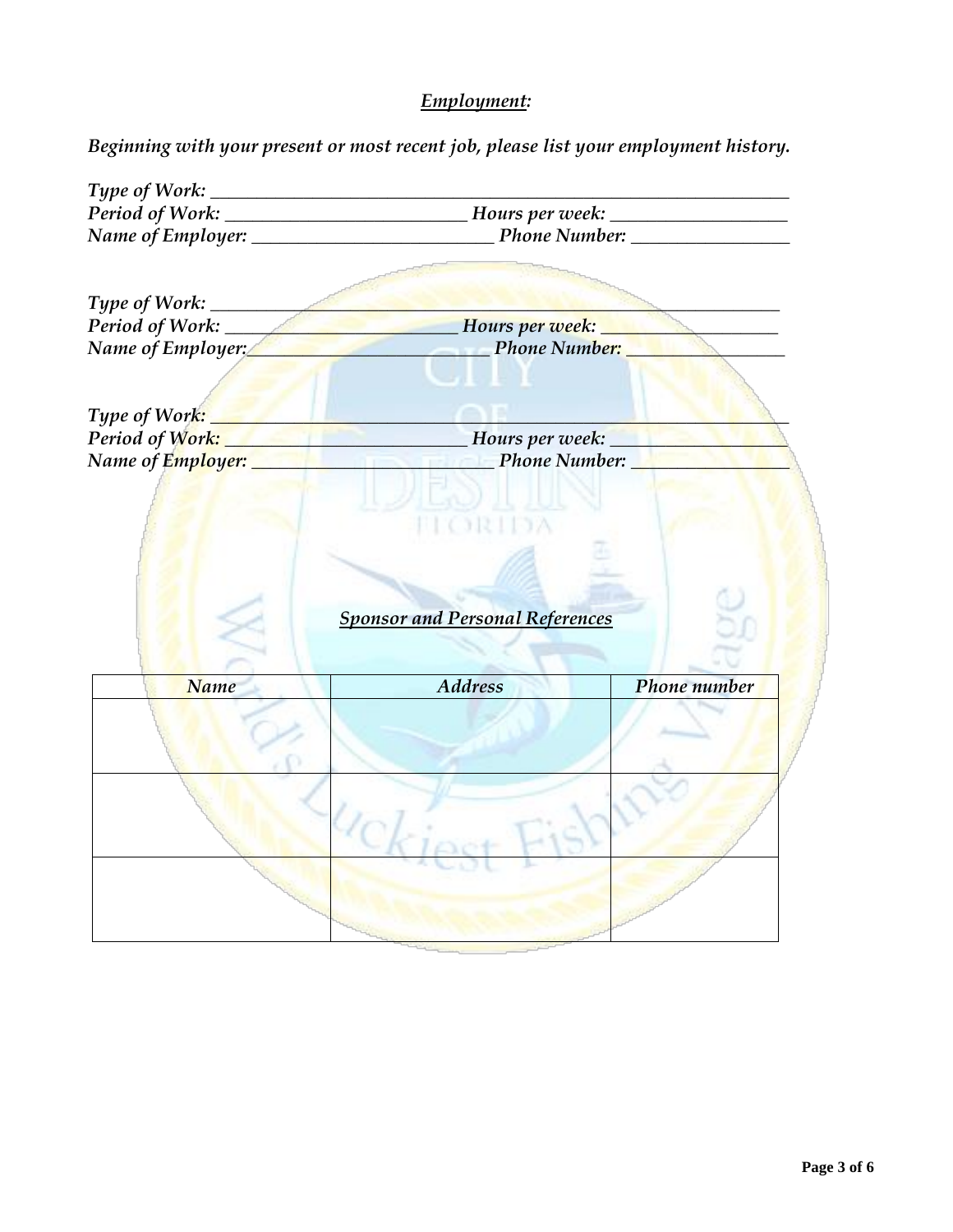## *Employment:*

*Beginning with your present or most recent job, please list your employment history.*

*Type of Work:* ___________________________________________________________
*Period of Work:* __________________________ *Hours per week:* ___________________
*Name of Employer:* __________________________ *Phone Number:* _________________

*Type of Work:* ___________________________________________________________
*Period of Work:* __________________________ *Hours per week:* ___________________
*Name of Employer:* __________________________ *Phone Number:* _________________

*Type of Work:* ___________________________________________________________
*Period of Work:* __________________________ *Hours per week:* ___________________
*Name of Employer:* __________________________ *Phone Number:* _________________

## *Sponsor and Personal References*

| *Name* | *Address* | *Phone number* |
|---|---|---|
| | | |
| | | |
| | | |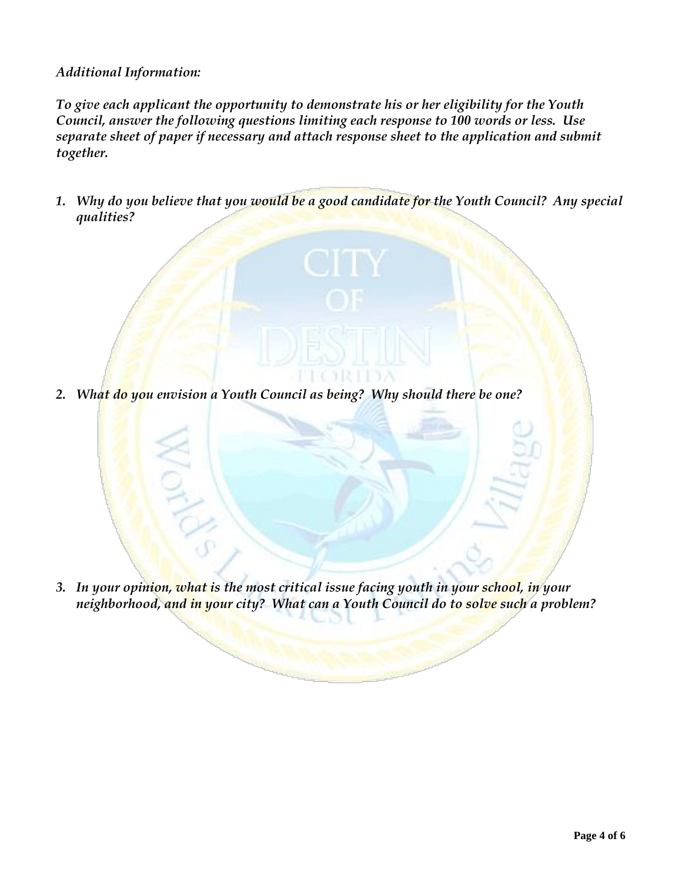*Additional Information:*

*To give each applicant the opportunity to demonstrate his or her eligibility for the Youth Council, answer the following questions limiting each response to 100 words or less. Use separate sheet of paper if necessary and attach response sheet to the application and submit together.*

1. *Why do you believe that you would be a good candidate for the Youth Council? Any special qualities?*

2. *What do you envision a Youth Council as being? Why should there be one?*

3. *In your opinion, what is the most critical issue facing youth in your school, in your neighborhood, and in your city? What can a Youth Council do to solve such a problem?*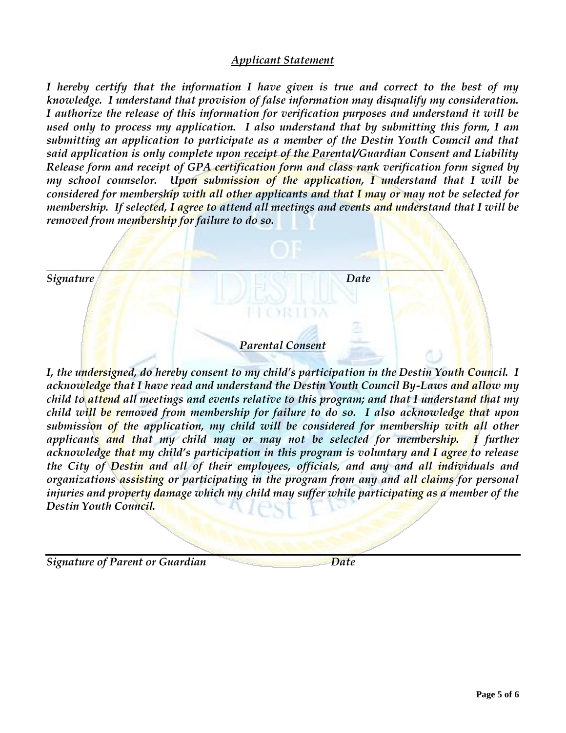## *Applicant Statement*

***I hereby certify that the information I have given is true and correct to the best of my knowledge. I understand that provision of false information may disqualify my consideration. I authorize the release of this information for verification purposes and understand it will be used only to process my application. I also understand that by submitting this form, I am submitting an application to participate as a member of the Destin Youth Council and that said application is only complete upon receipt of the Parental/Guardian Consent and Liability Release form and receipt of GPA certification form and class rank verification form signed by my school counselor. Upon submission of the application, I understand that I will be considered for membership with all other applicants and that I may or may not be selected for membership. If selected, I agree to attend all meetings and events and understand that I will be removed from membership for failure to do so.***

\_\_\_\_\_\_\_\_\_\_\_\_\_\_\_\_\_\_\_\_\_\_\_\_\_\_\_\_\_\_\_\_\_\_\_\_\_\_\_\_\_\_\_\_\_\_\_\_\_\_\_\_\_\_\_\_\_\_\_\_\_\_\_\_\_\_\_\_\_\_

***Signature*** ***Date***

## *Parental Consent*

***I, the undersigned, do hereby consent to my child's participation in the Destin Youth Council. I acknowledge that I have read and understand the Destin Youth Council By-Laws and allow my child to attend all meetings and events relative to this program; and that I understand that my child will be removed from membership for failure to do so. I also acknowledge that upon submission of the application, my child will be considered for membership with all other applicants and that my child may or may not be selected for membership. I further acknowledge that my child's participation in this program is voluntary and I agree to release the City of Destin and all of their employees, officials, and any and all individuals and organizations assisting or participating in the program from any and all claims for personal injuries and property damage which my child may suffer while participating as a member of the Destin Youth Council.***

\_\_\_\_\_\_\_\_\_\_\_\_\_\_\_\_\_\_\_\_\_\_\_\_\_\_\_\_\_\_\_\_\_\_\_\_\_\_\_\_\_\_\_\_\_\_\_\_\_\_\_\_\_\_\_\_\_\_\_\_\_\_\_\_\_\_\_\_\_\_

***Signature of Parent or Guardian*** ***Date***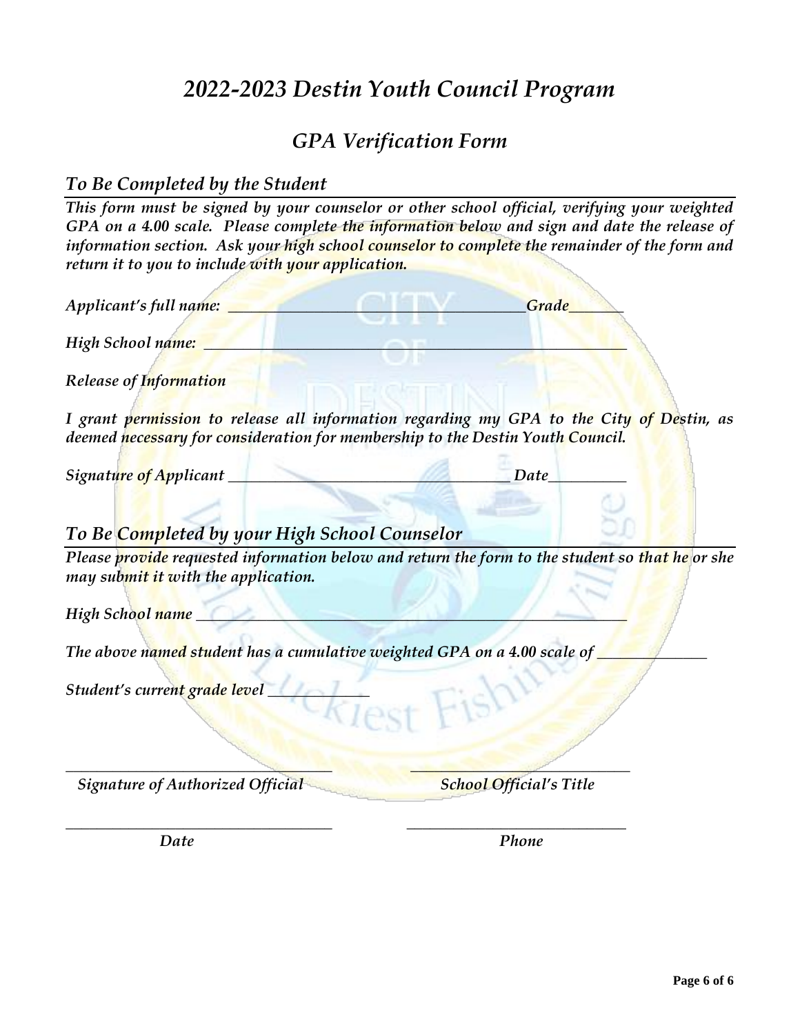# *2022-2023 Destin Youth Council Program*

## *GPA Verification Form*

### *To Be Completed by the Student*

***This form must be signed by your counselor or other school official, verifying your weighted GPA on a 4.00 scale. Please complete the information below and sign and date the release of information section. Ask your high school counselor to complete the remainder of the form and return it to you to include with your application.***

***Applicant's full name:*** ______________________________________ ***Grade*** _______

***High School name:*** _______________________________________________________

***Release of Information***

***I grant permission to release all information regarding my GPA to the City of Destin, as deemed necessary for consideration for membership to the Destin Youth Council.***

***Signature of Applicant*** _____________________________________ ***Date*** __________

### *To Be Completed by your High School Counselor*

***Please provide requested information below and return the form to the student so that he or she may submit it with the application.***

***High School name*** _________________________________________________________

***The above named student has a cumulative weighted GPA on a 4.00 scale of*** ______________

***Student's current grade level*** ____________

_____________________________________ &nbsp;&nbsp;&nbsp;&nbsp; ______________________________

***Signature of Authorized Official*** &nbsp;&nbsp;&nbsp;&nbsp; ***School Official's Title***

_____________________________________ &nbsp;&nbsp;&nbsp;&nbsp; ______________________________

***Date*** &nbsp;&nbsp;&nbsp;&nbsp; ***Phone***